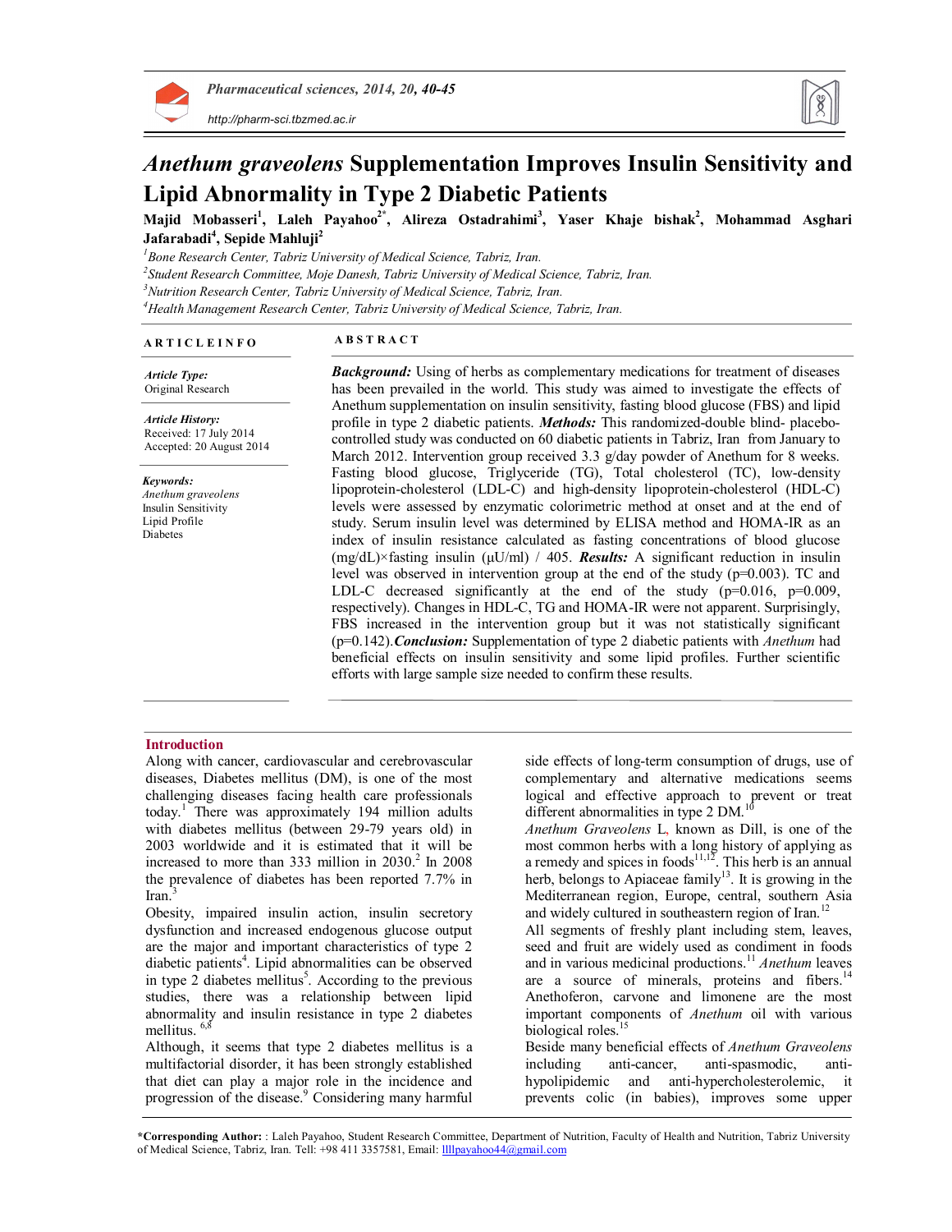# *Anethum graveolens* Supplementation Improves Insulin Sensitivity and Lipid Abnormality in Type 2 Diabetic Patients

**Majid Mobasseri[1], Laleh Payahoo[2*], Alireza Ostadrahimi[3], Yaser Khaje bishak[2], Mohammad Asghari Jafarabadi[4], Sepide Mahluji[2]**

[1] *Bone Research Center, Tabriz University of Medical Science, Tabriz, Iran.*
[2] *Student Research Committee, Moje Danesh, Tabriz University of Medical Science, Tabriz, Iran.*
[3] *Nutrition Research Center, Tabriz University of Medical Science, Tabriz, Iran.*
[4] *Health Management Research Center, Tabriz University of Medical Science, Tabriz, Iran.*

## ARTICLE INFO

***Article Type:***
Original Research

***Article History:***
Received: 17 July 2014
Accepted: 20 August 2014

***Keywords:***
*Anethum graveolens*
Insulin Sensitivity
Lipid Profile
Diabetes

## ABSTRACT

***Background:*** Using of herbs as complementary medications for treatment of diseases has been prevailed in the world. This study was aimed to investigate the effects of Anethum supplementation on insulin sensitivity, fasting blood glucose (FBS) and lipid profile in type 2 diabetic patients. ***Methods:*** This randomized-double blind- placebo-controlled study was conducted on 60 diabetic patients in Tabriz, Iran from January to March 2012. Intervention group received 3.3 g/day powder of Anethum for 8 weeks. Fasting blood glucose, Triglyceride (TG), Total cholesterol (TC), low-density lipoprotein-cholesterol (LDL-C) and high-density lipoprotein-cholesterol (HDL-C) levels were assessed by enzymatic colorimetric method at onset and at the end of study. Serum insulin level was determined by ELISA method and HOMA-IR as an index of insulin resistance calculated as fasting concentrations of blood glucose (mg/dL)×fasting insulin (μU/ml) / 405. ***Results:*** A significant reduction in insulin level was observed in intervention group at the end of the study (p=0.003). TC and LDL-C decreased significantly at the end of the study (p=0.016, p=0.009, respectively). Changes in HDL-C, TG and HOMA-IR were not apparent. Surprisingly, FBS increased in the intervention group but it was not statistically significant (p=0.142). ***Conclusion:*** Supplementation of type 2 diabetic patients with *Anethum* had beneficial effects on insulin sensitivity and some lipid profiles. Further scientific efforts with large sample size needed to confirm these results.

## Introduction

Along with cancer, cardiovascular and cerebrovascular diseases, Diabetes mellitus (DM), is one of the most challenging diseases facing health care professionals today.[1] There was approximately 194 million adults with diabetes mellitus (between 29-79 years old) in 2003 worldwide and it is estimated that it will be increased to more than 333 million in 2030.[2] In 2008 the prevalence of diabetes has been reported 7.7% in Iran.[3]

Obesity, impaired insulin action, insulin secretory dysfunction and increased endogenous glucose output are the major and important characteristics of type 2 diabetic patients[4]. Lipid abnormalities can be observed in type 2 diabetes mellitus[5]. According to the previous studies, there was a relationship between lipid abnormality and insulin resistance in type 2 diabetes mellitus. [6,8]

Although, it seems that type 2 diabetes mellitus is a multifactorial disorder, it has been strictly established that diet can play a major role in the incidence and progression of the disease.[9] Considering many harmful side effects of long-term consumption of drugs, use of complementary and alternative medications seems logical and effective approach to prevent or treat different abnormalities in type 2 DM.[10]

*Anethum Graveolens* L, known as Dill, is one of the most common herbs with a long history of applying as a remedy and spices in foods[11,12]. This herb is an annual herb, belongs to Apiaceae family[13]. It is growing in the Mediterranean region, Europe, central, southern Asia and widely cultured in southeastern region of Iran.[12]

All segments of freshly plant including stem, leaves, seed and fruit are widely used as condiment in foods and in various medicinal productions.[11] *Anethum* leaves are a source of minerals, proteins and fibers.[14] Anethoferon, carvone and limonene are the most important components of *Anethum* oil with various biological roles.[15]

Beside many beneficial effects of *Anethum Graveolens* including anti-cancer, anti-spasmodic, anti-hypolipidemic and anti-hypercholesterolemic, it prevents colic (in babies), improves some upper

---

***Corresponding Author:** : Laleh Payahoo, Student Research Committee, Department of Nutrition, Faculty of Health and Nutrition, Tabriz University of Medical Science, Tabriz, Iran. Tell: +98 411 3357581, Email: llllpayahoo44@gmail.com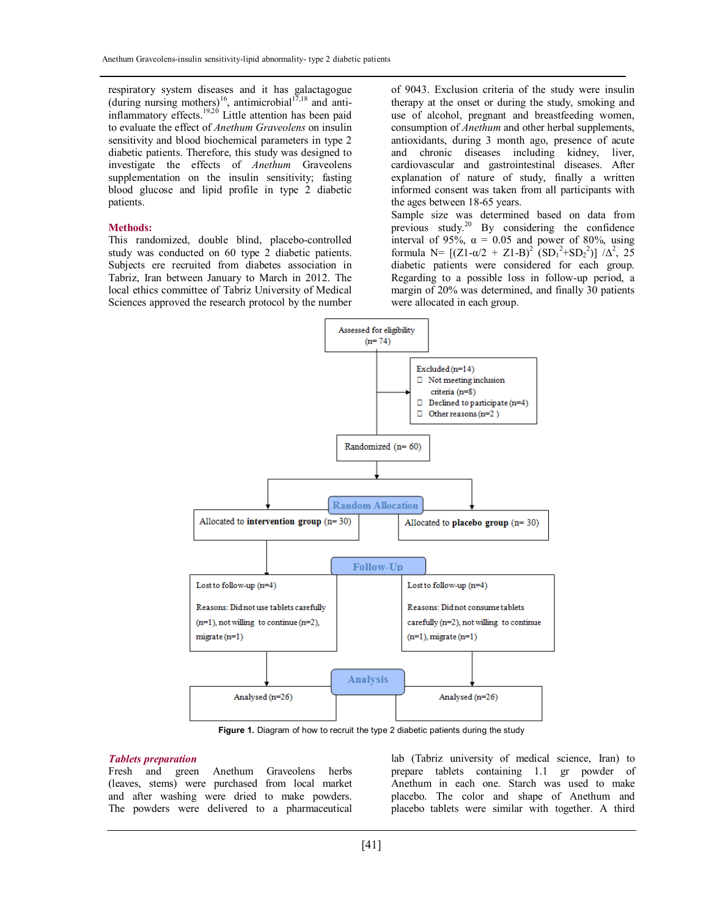respiratory system diseases and it has galactagogue (during nursing mothers)[16], antimicrobial[17,18] and anti-inflammatory effects.[19,20] Little attention has been paid to evaluate the effect of *Anethum Graveolens* on insulin sensitivity and blood biochemical parameters in type 2 diabetic patients. Therefore, this study was designed to investigate the effects of *Anethum* Graveolens supplementation on the insulin sensitivity; fasting blood glucose and lipid profile in type 2 diabetic patients.

## Methods:

This randomized, double blind, placebo-controlled study was conducted on 60 type 2 diabetic patients. Subjects ere recruited from diabetes association in Tabriz, Iran between January to March in 2012. The local ethics committee of Tabriz University of Medical Sciences approved the research protocol by the number of 9043. Exclusion criteria of the study were insulin therapy at the onset or during the study, smoking and use of alcohol, pregnant and breastfeeding women, consumption of *Anethum* and other herbal supplements, antioxidants, during 3 month ago, presence of acute and chronic diseases including kidney, liver, cardiovascular and gastrointestinal diseases. After explanation of nature of study, finally a written informed consent was taken from all participants with the ages between 18-65 years.

Sample size was determined based on data from previous study.[20] By considering the confidence interval of 95%, $\alpha$ = 0.05 and power of 80%, using formula $N= [(Z1-\alpha/2 + Z1-B)^2 (SD_1^2+SD_2^2)] /\Delta^2$, 25 diabetic patients were considered for each group. Regarding to a possible loss in follow-up period, a margin of 20% was determined, and finally 30 patients were allocated in each group.

Assessed for eligibility (n= 74)

Excluded (n=14)
- Not meeting inclusion criteria (n=8)
- Declined to participate (n=4)
- Other reasons (n=2 )

Randomized (n= 60)

**Random Allocation**

| Allocated to **intervention group** (n= 30) | Allocated to **placebo group** (n= 30) |
|---|---|

**Follow-Up**

| Lost to follow-up (n=4) Reasons: Did not use tablets carefully (n=1), not willing to continue (n=2), migrate (n=1) | Lost to follow-up (n=4) Reasons: Did not consume tablets carefully (n=2), not willing to continue (n=1), migrate (n=1) |
|---|---|

**Analysis**

| Analysed (n=26) | Analysed (n=26) |
|---|---|

**Figure 1.** Diagram of how to recruit the type 2 diabetic patients during the study

### *Tablets preparation*

Fresh and green Anethum Graveolens herbs (leaves, stems) were purchased from local market and after washing were dried to make powders. The powders were delivered to a pharmaceutical lab (Tabriz university of medical science, Iran) to prepare tablets containing 1.1 gr powder of Anethum in each one. Starch was used to make placebo. The color and shape of Anethum and placebo tablets were similar with together. A third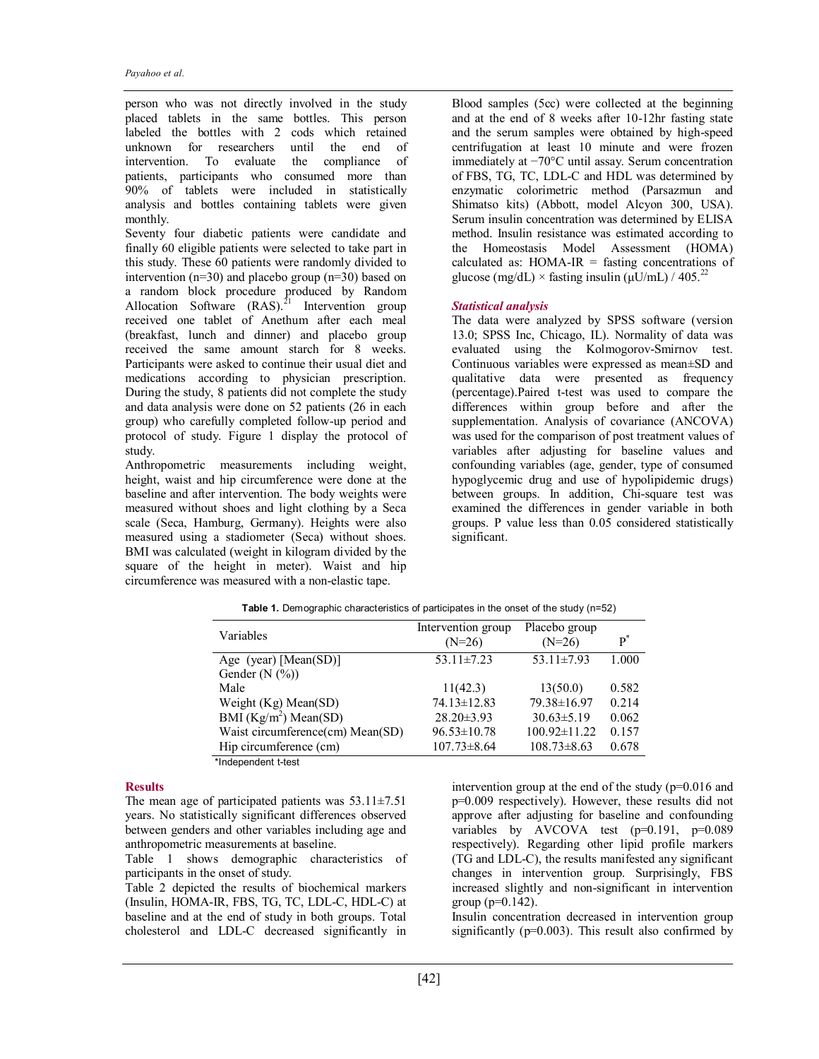person who was not directly involved in the study placed tablets in the same bottles. This person labeled the bottles with 2 cods which retained unknown for researchers until the end of intervention. To evaluate the compliance of patients, participants who consumed more than 90% of tablets were included in statistically analysis and bottles containing tablets were given monthly.

Seventy four diabetic patients were candidate and finally 60 eligible patients were selected to take part in this study. These 60 patients were randomly divided to intervention (n=30) and placebo group (n=30) based on a random block procedure produced by Random Allocation Software (RAS).[21] Intervention group received one tablet of Anethum after each meal (breakfast, lunch and dinner) and placebo group received the same amount starch for 8 weeks. Participants were asked to continue their usual diet and medications according to physician prescription. During the study, 8 patients did not complete the study and data analysis were done on 52 patients (26 in each group) who carefully completed follow-up period and protocol of study. Figure 1 display the protocol of study.

Anthropometric measurements including weight, height, waist and hip circumference were done at the baseline and after intervention. The body weights were measured without shoes and light clothing by a Seca scale (Seca, Hamburg, Germany). Heights were also measured using a stadiometer (Seca) without shoes. BMI was calculated (weight in kilogram divided by the square of the height in meter). Waist and hip circumference was measured with a non-elastic tape.

Blood samples (5cc) were collected at the beginning and at the end of 8 weeks after 10-12hr fasting state and the serum samples were obtained by high-speed centrifugation at least 10 minute and were frozen immediately at −70°C until assay. Serum concentration of FBS, TG, TC, LDL-C and HDL was determined by enzymatic colorimetric method (Parsazmun and Shimatso kits) (Abbott, model Alcyon 300, USA). Serum insulin concentration was determined by ELISA method. Insulin resistance was estimated according to the Homeostasis Model Assessment (HOMA) calculated as: HOMA-IR = fasting concentrations of glucose (mg/dL) × fasting insulin (μU/mL) / 405.[22]

### *Statistical analysis*

The data were analyzed by SPSS software (version 13.0; SPSS Inc, Chicago, IL). Normality of data was evaluated using the Kolmogorov-Smirnov test. Continuous variables were expressed as mean±SD and qualitative data were presented as frequency (percentage).Paired t-test was used to compare the differences within group before and after the supplementation. Analysis of covariance (ANCOVA) was used for the comparison of post treatment values of variables after adjusting for baseline values and confounding variables (age, gender, type of consumed hypoglycemic drug and use of hypolipidemic drugs) between groups. In addition, Chi-square test was examined the differences in gender variable in both groups. P value less than 0.05 considered statistically significant.

**Table 1.** Demographic characteristics of participates in the onset of the study (n=52)

| Variables | Intervention group (N=26) | Placebo group (N=26) | P* |
|---|---|---|---|
| Age (year) [Mean(SD)] | 53.11±7.23 | 53.11±7.93 | 1.000 |
| Gender (N (%)) | | | |
| Male | 11(42.3) | 13(50.0) | 0.582 |
| Weight (Kg) Mean(SD) | 74.13±12.83 | 79.38±16.97 | 0.214 |
| BMI (Kg/m$^2$) Mean(SD) | 28.20±3.93 | 30.63±5.19 | 0.062 |
| Waist circumference(cm) Mean(SD) | 96.53±10.78 | 100.92±11.22 | 0.157 |
| Hip circumference (cm) | 107.73±8.64 | 108.73±8.63 | 0.678 |

*Independent t-test

## Results

The mean age of participated patients was 53.11±7.51 years. No statistically significant differences observed between genders and other variables including age and anthropometric measurements at baseline.

Table 1 shows demographic characteristics of participants in the onset of study.

Table 2 depicted the results of biochemical markers (Insulin, HOMA-IR, FBS, TG, TC, LDL-C, HDL-C) at baseline and at the end of study in both groups. Total cholesterol and LDL-C decreased significantly in intervention group at the end of the study (p=0.016 and p=0.009 respectively). However, these results did not approve after adjusting for baseline and confounding variables by AVCOVA test (p=0.191, p=0.089 respectively). Regarding other lipid profile markers (TG and LDL-C), the results manifested any significant changes in intervention group. Surprisingly, FBS increased slightly and non-significant in intervention group (p=0.142).

Insulin concentration decreased in intervention group significantly (p=0.003). This result also confirmed by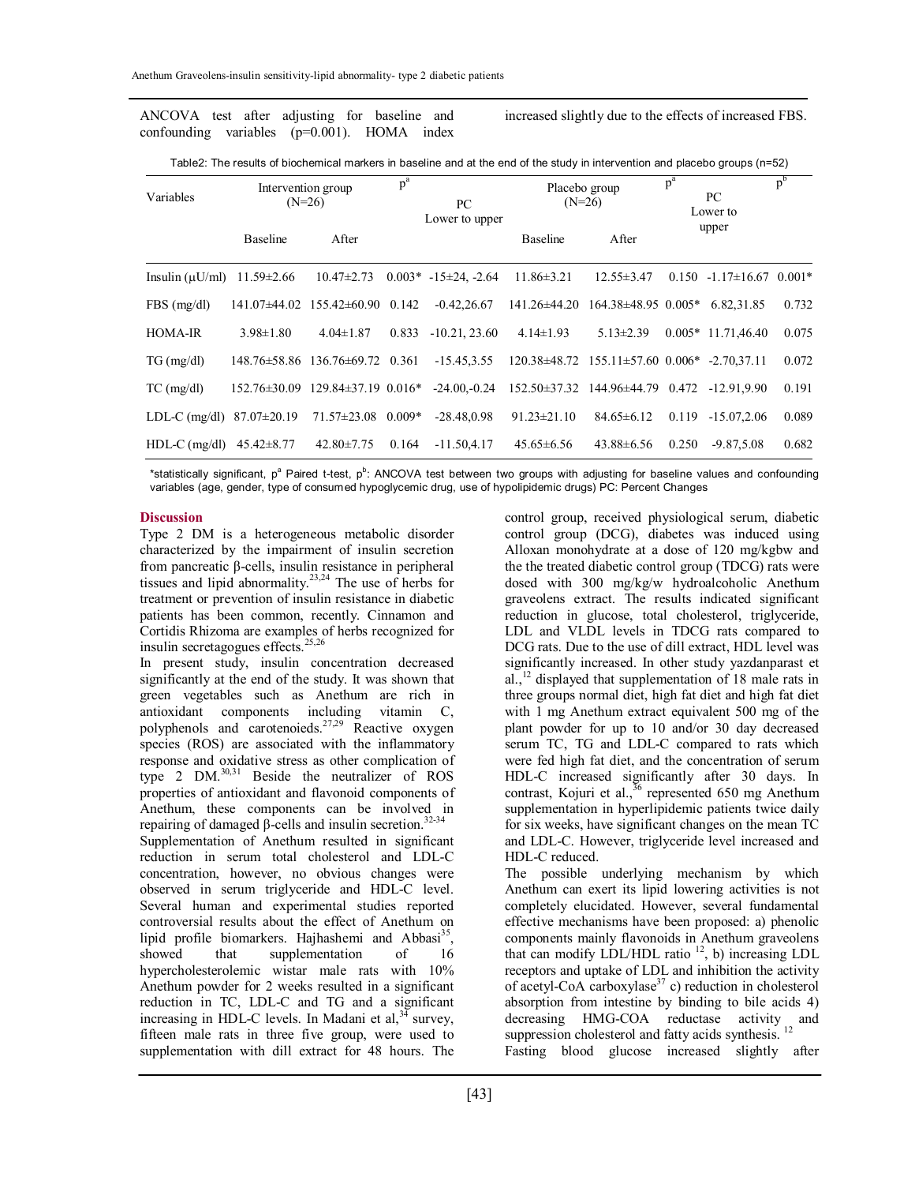ANCOVA test after adjusting for baseline and confounding variables (p=0.001). HOMA index increased slightly due to the effects of increased FBS.

Table2: The results of biochemical markers in baseline and at the end of the study in intervention and placebo groups (n=52)

| Variables | Intervention group (N=26) | | $p^a$ | PC Lower to upper | Placebo group (N=26) | | $p^a$ | PC Lower to upper | $p^b$ |
|---|---|---|---|---|---|---|---|---|---|
| | Baseline | After | | | Baseline | After | | | |
| Insulin (μU/ml) | 11.59±2.66 | 10.47±2.73 | 0.003* | -15±24, -2.64 | 11.86±3.21 | 12.55±3.47 | 0.150 | -1.17±16.67 | 0.001* |
| FBS (mg/dl) | 141.07±44.02 | 155.42±60.90 | 0.142 | -0.42,26.67 | 141.26±44.20 | 164.38±48.95 | 0.005* | 6.82,31.85 | 0.732 |
| HOMA-IR | 3.98±1.80 | 4.04±1.87 | 0.833 | -10.21, 23.60 | 4.14±1.93 | 5.13±2.39 | 0.005* | 11.71,46.40 | 0.075 |
| TG (mg/dl) | 148.76±58.86 | 136.76±69.72 | 0.361 | -15.45,3.55 | 120.38±48.72 | 155.11±57.60 | 0.006* | -2.70,37.11 | 0.072 |
| TC (mg/dl) | 152.76±30.09 | 129.84±37.19 | 0.016* | -24.00,-0.24 | 152.50±37.32 | 144.96±44.79 | 0.472 | -12.91,9.90 | 0.191 |
| LDL-C (mg/dl) | 87.07±20.19 | 71.57±23.08 | 0.009* | -28.48,0.98 | 91.23±21.10 | 84.65±6.12 | 0.119 | -15.07,2.06 | 0.089 |
| HDL-C (mg/dl) | 45.42±8.77 | 42.80±7.75 | 0.164 | -11.50,4.17 | 45.65±6.56 | 43.88±6.56 | 0.250 | -9.87,5.08 | 0.682 |

*statistically significant, $p^a$ Paired t-test, $p^b$: ANCOVA test between two groups with adjusting for baseline values and confounding variables (age, gender, type of consumed hypoglycemic drug, use of hypolipidemic drugs) PC: Percent Changes

## Discussion

Type 2 DM is a heterogeneous metabolic disorder characterized by the impairment of insulin secretion from pancreatic β-cells, insulin resistance in peripheral tissues and lipid abnormality.[23,24] The use of herbs for treatment or prevention of insulin resistance in diabetic patients has been common, recently. Cinnamon and Cortidis Rhizoma are examples of herbs recognized for insulin secretagogues effects.[25,26]

In present study, insulin concentration decreased significantly at the end of the study. It was shown that green vegetables such as Anethum are rich in antioxidant components including vitamin C, polyphenols and carotenoieds.[27,29] Reactive oxygen species (ROS) are associated with the inflammatory response and oxidative stress as other complication of type 2 DM.[30,31] Beside the neutralizer of ROS properties of antioxidant and flavonoid components of Anethum, these components can be involved in repairing of damaged β-cells and insulin secretion.[32-34]

Supplementation of Anethum resulted in significant reduction in serum total cholesterol and LDL-C concentration, however, no obvious changes were observed in serum triglyceride and HDL-C level. Several human and experimental studies reported controversial results about the effect of Anethum on lipid profile biomarkers. Hajhashemi and Abbasi[35], showed that supplementation of 16 hypercholesterolemic wistar male rats with 10% Anethum powder for 2 weeks resulted in a significant reduction in TC, LDL-C and TG and a significant increasing in HDL-C levels. In Madani et al,[34] survey, fifteen male rats in three five group, were used to supplementation with dill extract for 48 hours. The control group, received physiological serum, diabetic control group (DCG), diabetes was induced using Alloxan monohydrate at a dose of 120 mg/kgbw and the the treated diabetic control group (TDCG) rats were dosed with 300 mg/kg/w hydroalcoholic Anethum graveolens extract. The results indicated significant reduction in glucose, total cholesterol, triglyceride, LDL and VLDL levels in TDCG rats compared to DCG rats. Due to the use of dill extract, HDL level was significantly increased. In other study yazdanparast et al.,[12] displayed that supplementation of 18 male rats in three groups normal diet, high fat diet and high fat diet with 1 mg Anethum extract equivalent 500 mg of the plant powder for up to 10 and/or 30 day decreased serum TC, TG and LDL-C compared to rats which were fed high fat diet, and the concentration of serum HDL-C increased significantly after 30 days. In contrast, Kojuri et al.,[36] represented 650 mg Anethum supplementation in hyperlipidemic patients twice daily for six weeks, have significant changes on the mean TC and LDL-C. However, triglyceride level increased and HDL-C reduced.

The possible underlying mechanism by which Anethum can exert its lipid lowering activities is not completely elucidated. However, several fundamental effective mechanisms have been proposed: a) phenolic components mainly flavonoids in Anethum graveolens that can modify LDL/HDL ratio [12], b) increasing LDL receptors and uptake of LDL and inhibition the activity of acetyl-CoA carboxylase[37] c) reduction in cholesterol absorption from intestine by binding to bile acids 4) decreasing HMG-COA reductase activity and suppression cholesterol and fatty acids synthesis. [12]

Fasting blood glucose increased slightly after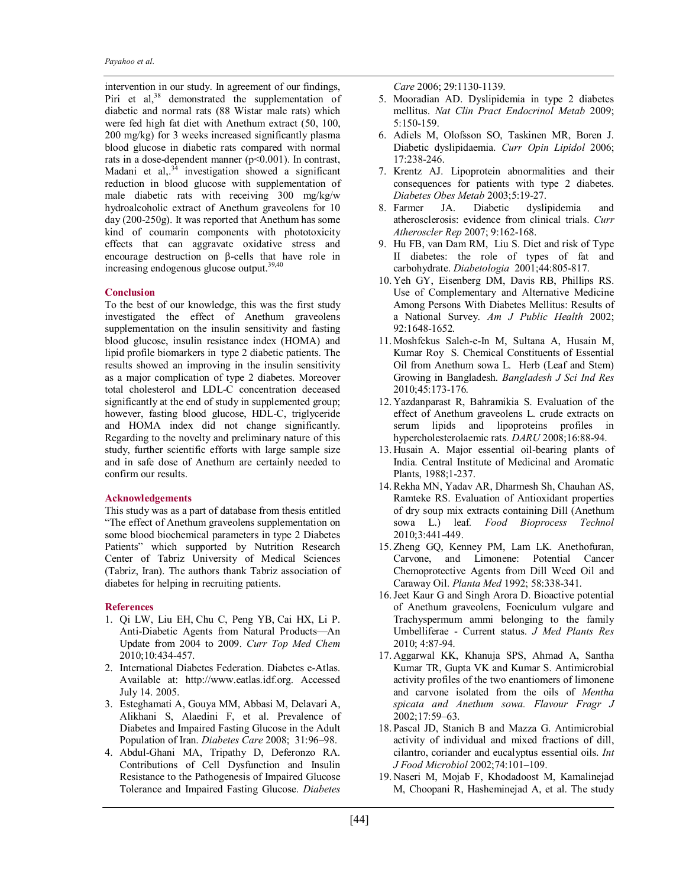intervention in our study. In agreement of our findings, Piri et al,[38] demonstrated the supplementation of diabetic and normal rats (88 Wistar male rats) which were fed high fat diet with Anethum extract (50, 100, 200 mg/kg) for 3 weeks increased significantly plasma blood glucose in diabetic rats compared with normal rats in a dose-dependent manner ($p<0.001$). In contrast, Madani et al,.[34] investigation showed a significant reduction in blood glucose with supplementation of male diabetic rats with receiving 300 mg/kg/w hydroalcoholic extract of Anethum graveolens for 10 day (200-250g). It was reported that Anethum has some kind of coumarin components with phototoxicity effects that can aggravate oxidative stress and encourage destruction on β-cells that have role in increasing endogenous glucose output.[39,40]

## Conclusion

To the best of our knowledge, this was the first study investigated the effect of Anethum graveolens supplementation on the insulin sensitivity and fasting blood glucose, insulin resistance index (HOMA) and lipid profile biomarkers in type 2 diabetic patients. The results showed an improving in the insulin sensitivity as a major complication of type 2 diabetes. Moreover total cholesterol and LDL-C concentration deceased significantly at the end of study in supplemented group; however, fasting blood glucose, HDL-C, triglyceride and HOMA index did not change significantly. Regarding to the novelty and preliminary nature of this study, further scientific efforts with large sample size and in safe dose of Anethum are certainly needed to confirm our results.

## Acknowledgements

This study was as a part of database from thesis entitled "The effect of Anethum graveolens supplementation on some blood biochemical parameters in type 2 Diabetes Patients" which supported by Nutrition Research Center of Tabriz University of Medical Sciences (Tabriz, Iran). The authors thank Tabriz association of diabetes for helping in recruiting patients.

## References

1. Qi LW, Liu EH, Chu C, Peng YB, Cai HX, Li P. Anti-Diabetic Agents from Natural Products—An Update from 2004 to 2009. *Curr Top Med Chem* 2010;10:434-457.
2. International Diabetes Federation. Diabetes e-Atlas. Available at: http://www.eatlas.idf.org. Accessed July 14. 2005.
3. Esteghamati A, Gouya MM, Abbasi M, Delavari A, Alikhani S, Alaedini F, et al. Prevalence of Diabetes and Impaired Fasting Glucose in the Adult Population of Iran. *Diabetes Care* 2008; 31:96–98.
4. Abdul-Ghani MA, Tripathy D, Deferonzo RA. Contributions of Cell Dysfunction and Insulin Resistance to the Pathogenesis of Impaired Glucose Tolerance and Impaired Fasting Glucose. *Diabetes Care* 2006; 29:1130-1139.
5. Mooradian AD. Dyslipidemia in type 2 diabetes mellitus. *Nat Clin Pract Endocrinol Metab* 2009; 5:150-159.
6. Adiels M, Olofsson SO, Taskinen MR, Boren J. Diabetic dyslipidaemia. *Curr Opin Lipidol* 2006; 17:238-246.
7. Krentz AJ. Lipoprotein abnormalities and their consequences for patients with type 2 diabetes. *Diabetes Obes Metab* 2003;5:19-27.
8. Farmer JA. Diabetic dyslipidemia and atherosclerosis: evidence from clinical trials. *Curr Atheroscler Rep* 2007; 9:162-168.
9. Hu FB, van Dam RM, Liu S. Diet and risk of Type II diabetes: the role of types of fat and carbohydrate. *Diabetologia* 2001;44:805-817.
10. Yeh GY, Eisenberg DM, Davis RB, Phillips RS. Use of Complementary and Alternative Medicine Among Persons With Diabetes Mellitus: Results of a National Survey. *Am J Public Health* 2002; 92:1648-1652.
11. Moshfekus Saleh-e-In M, Sultana A, Husain M, Kumar Roy S. Chemical Constituents of Essential Oil from Anethum sowa L. Herb (Leaf and Stem) Growing in Bangladesh. *Bangladesh J Sci Ind Res* 2010;45:173-176.
12. Yazdanparast R, Bahramikia S. Evaluation of the effect of Anethum graveolens L. crude extracts on serum lipids and lipoproteins profiles in hypercholesterolaemic rats. *DARU* 2008;16:88-94.
13. Husain A. Major essential oil-bearing plants of India. Central Institute of Medicinal and Aromatic Plants, 1988;1-237.
14. Rekha MN, Yadav AR, Dharmesh Sh, Chauhan AS, Ramteke RS. Evaluation of Antioxidant properties of dry soup mix extracts containing Dill (Anethum sowa L.) leaf. *Food Bioprocess Technol* 2010;3:441-449.
15. Zheng GQ, Kenney PM, Lam LK. Anethofuran, Carvone, and Limonene: Potential Cancer Chemoprotective Agents from Dill Weed Oil and Caraway Oil. *Planta Med* 1992; 58:338-341.
16. Jeet Kaur G and Singh Arora D. Bioactive potential of Anethum graveolens, Foeniculum vulgare and Trachyspermum ammi belonging to the family Umbelliferae - Current status. *J Med Plants Res* 2010; 4:87-94.
17. Aggarwal KK, Khanuja SPS, Ahmad A, Santha Kumar TR, Gupta VK and Kumar S. Antimicrobial activity profiles of the two enantiomers of limonene and carvone isolated from the oils of *Mentha spicata and Anethum sowa. Flavour Fragr J* 2002;17:59–63.
18. Pascal JD, Stanich B and Mazza G. Antimicrobial activity of individual and mixed fractions of dill, cilantro, coriander and eucalyptus essential oils. *Int J Food Microbiol* 2002;74:101–109.
19. Naseri M, Mojab F, Khodadoost M, Kamalinejad M, Choopani R, Hasheminejad A, et al. The study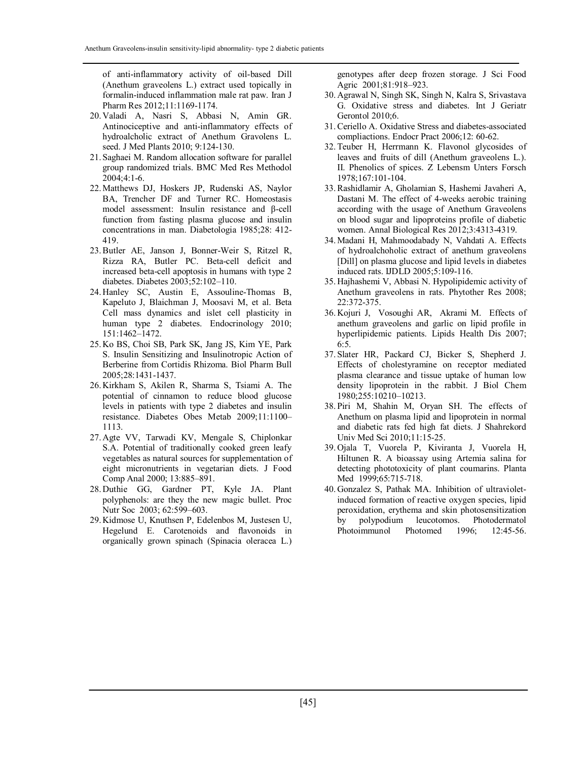of anti-inflammatory activity of oil-based Dill (Anethum graveolens L.) extract used topically in formalin-induced inflammation male rat paw. Iran J Pharm Res 2012;11:1169-1174.

20. Valadi A, Nasri S, Abbasi N, Amin GR. Antinociceptive and anti-inflammatory effects of hydroalcholic extract of Anethum Gravolens L. seed. J Med Plants 2010; 9:124-130.
21. Saghaei M. Random allocation software for parallel group randomized trials. BMC Med Res Methodol 2004;4:1-6.
22. Matthews DJ, Hoskers JP, Rudenski AS, Naylor BA, Trencher DF and Turner RC. Homeostasis model assessment: Insulin resistance and β-cell function from fasting plasma glucose and insulin concentrations in man. Diabetologia 1985;28: 412-419.
23. Butler AE, Janson J, Bonner-Weir S, Ritzel R, Rizza RA, Butler PC. Beta-cell deficit and increased beta-cell apoptosis in humans with type 2 diabetes. Diabetes 2003;52:102–110.
24. Hanley SC, Austin E, Assouline-Thomas B, Kapeluto J, Blaichman J, Moosavi M, et al. Beta Cell mass dynamics and islet cell plasticity in human type 2 diabetes. Endocrinology 2010; 151:1462–1472.
25. Ko BS, Choi SB, Park SK, Jang JS, Kim YE, Park S. Insulin Sensitizing and Insulinotropic Action of Berberine from Cortidis Rhizoma. Biol Pharm Bull 2005;28:1431-1437.
26. Kirkham S, Akilen R, Sharma S, Tsiami A. The potential of cinnamon to reduce blood glucose levels in patients with type 2 diabetes and insulin resistance. Diabetes Obes Metab 2009;11:1100–1113.
27. Agte VV, Tarwadi KV, Mengale S, Chiplonkar S.A. Potential of traditionally cooked green leafy vegetables as natural sources for supplementation of eight micronutrients in vegetarian diets. J Food Comp Anal 2000; 13:885–891.
28. Duthie GG, Gardner PT, Kyle JA. Plant polyphenols: are they the new magic bullet. Proc Nutr Soc 2003; 62:599–603.
29. Kidmose U, Knuthsen P, Edelenbos M, Justesen U, Hegelund E. Carotenoids and flavonoids in organically grown spinach (Spinacia oleracea L.) genotypes after deep frozen storage. J Sci Food Agric 2001;81:918–923.
30. Agrawal N, Singh SK, Singh N, Kalra S, Srivastava G. Oxidative stress and diabetes. Int J Geriatr Gerontol 2010;6.
31. Ceriello A. Oxidative Stress and diabetes-associated compliactions. Endocr Pract 2006;12: 60-62.
32. Teuber H, Herrmann K. Flavonol glycosides of leaves and fruits of dill (Anethum graveolens L.). II. Phenolics of spices. Z Lebensm Unters Forsch 1978;167:101-104.
33. Rashidlamir A, Gholamian S, Hashemi Javaheri A, Dastani M. The effect of 4-weeks aerobic training according with the usage of Anethum Graveolens on blood sugar and lipoproteins profile of diabetic women. Annal Biological Res 2012;3:4313-4319.
34. Madani H, Mahmoodabady N, Vahdati A. Effects of hydroalchoholic extract of anethum graveolens [Dill] on plasma glucose and lipid levels in diabetes induced rats. IJDLD 2005;5:109-116.
35. Hajhashemi V, Abbasi N. Hypolipidemic activity of Anethum graveolens in rats. Phytother Res 2008; 22:372-375.
36. Kojuri J, Vosoughi AR, Akrami M. Effects of anethum graveolens and garlic on lipid profile in hyperlipidemic patients. Lipids Health Dis 2007; 6:5.
37. Slater HR, Packard CJ, Bicker S, Shepherd J. Effects of cholestyramine on receptor mediated plasma clearance and tissue uptake of human low density lipoprotein in the rabbit. J Biol Chem 1980;255:10210–10213.
38. Piri M, Shahin M, Oryan SH. The effects of Anethum on plasma lipid and lipoprotein in normal and diabetic rats fed high fat diets. J Shahrekord Univ Med Sci 2010;11:15-25.
39. Ojala T, Vuorela P, Kiviranta J, Vuorela H, Hiltunen R. A bioassay using Artemia salina for detecting phototoxicity of plant coumarins. Planta Med 1999;65:715-718.
40. Gonzalez S, Pathak MA. Inhibition of ultraviolet-induced formation of reactive oxygen species, lipid peroxidation, erythema and skin photosensitization by polypodium leucotomos. Photodermatol Photoimmunol Photomed 1996; 12:45-56.